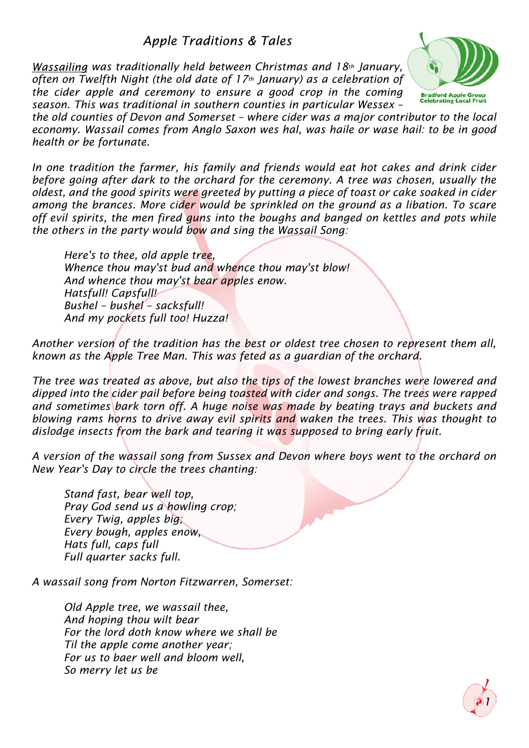# *Apple Traditions & Tales*

*<u>Wassailing</u> was traditionally held between Christmas and 18th January, often on Twelfth Night (the old date of 17th January) as a celebration of the cider apple and ceremony to ensure a good crop in the coming season. This was traditional in southern counties in particular Wessex – the old counties of Devon and Somerset – where cider was a major contributor to the local economy. Wassail comes from Anglo Saxon wes hal, was haile or wase hail: to be in good health or be fortunate.*

*In one tradition the farmer, his family and friends would eat hot cakes and drink cider before going after dark to the orchard for the ceremony. A tree was chosen, usually the oldest, and the good spirits were greeted by putting a piece of toast or cake soaked in cider among the brances. More cider would be sprinkled on the ground as a libation. To scare off evil spirits, the men fired guns into the boughs and banged on kettles and pots while the others in the party would bow and sing the Wassail Song:*

> *Here's to thee, old apple tree,*
> *Whence thou may'st bud and whence thou may'st blow!*
> *And whence thou may'st bear apples enow.*
> *Hatsfull! Capsfull!*
> *Bushel – bushel – sacksfull!*
> *And my pockets full too! Huzza!*

*Another version of the tradition has the best or oldest tree chosen to represent them all, known as the Apple Tree Man. This was feted as a guardian of the orchard.*

*The tree was treated as above, but also the tips of the lowest branches were lowered and dipped into the cider pail before being toasted with cider and songs. The trees were rapped and sometimes bark torn off. A huge noise was made by beating trays and buckets and blowing rams horns to drive away evil spirits and waken the trees. This was thought to dislodge insects from the bark and tearing it was supposed to bring early fruit.*

*A version of the wassail song from Sussex and Devon where boys went to the orchard on New Year's Day to circle the trees chanting:*

> *Stand fast, bear well top,*
> *Pray God send us a howling crop;*
> *Every Twig, apples big;*
> *Every bough, apples enow,*
> *Hats full, caps full*
> *Full quarter sacks full.*

*A wassail song from Norton Fitzwarren, Somerset:*

> *Old Apple tree, we wassail thee,*
> *And hoping thou wilt bear*
> *For the lord doth know where we shall be*
> *Til the apple come another year;*
> *For us to baer well and bloom well,*
> *So merry let us be*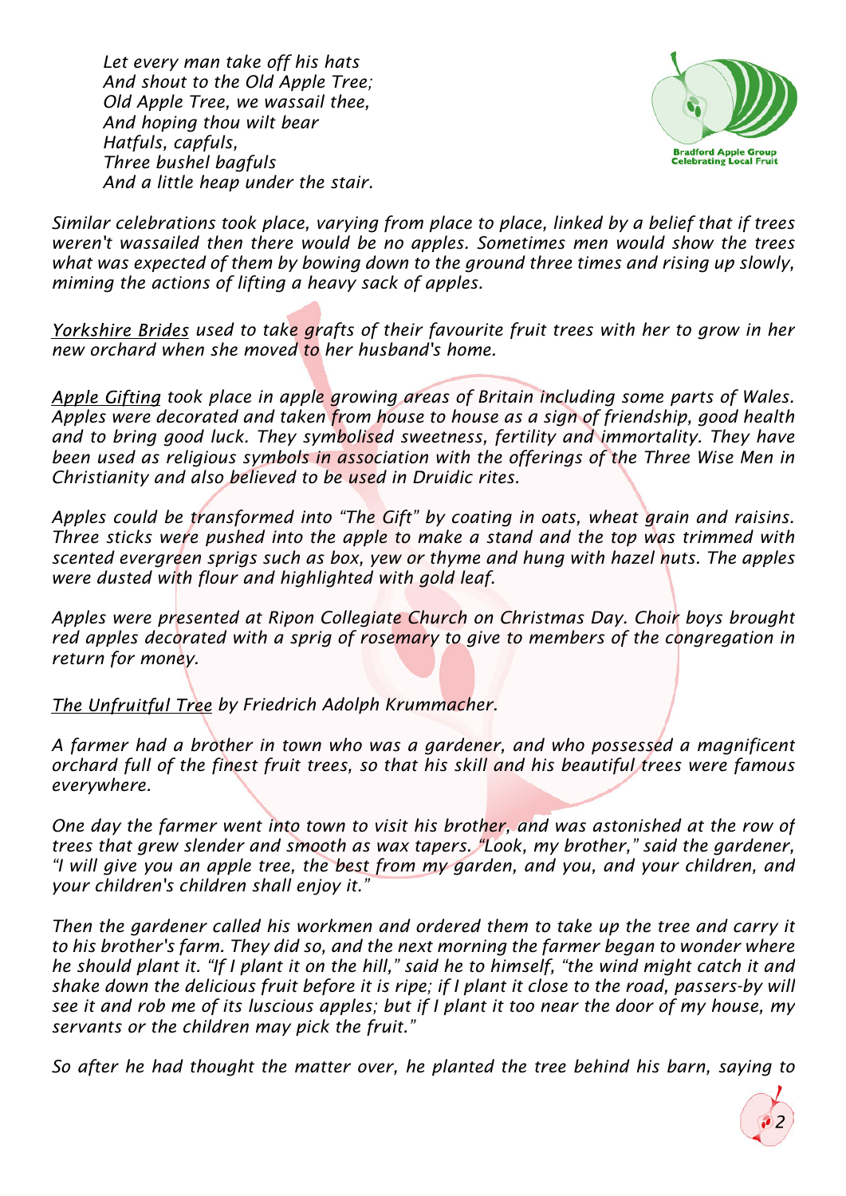*Let every man take off his hats*
*And shout to the Old Apple Tree;*
*Old Apple Tree, we wassail thee,*
*And hoping thou wilt bear*
*Hatfuls, capfuls,*
*Three bushel bagfuls*
*And a little heap under the stair.*

Bradford Apple Group
Celebrating Local Fruit

*Similar celebrations took place, varying from place to place, linked by a belief that if trees weren't wassailed then there would be no apples. Sometimes men would show the trees what was expected of them by bowing down to the ground three times and rising up slowly, miming the actions of lifting a heavy sack of apples.*

*<u>Yorkshire Brides</u> used to take grafts of their favourite fruit trees with her to grow in her new orchard when she moved to her husband's home.*

*<u>Apple Gifting</u> took place in apple growing areas of Britain including some parts of Wales. Apples were decorated and taken from house to house as a sign of friendship, good health and to bring good luck. They symbolised sweetness, fertility and immortality. They have been used as religious symbols in association with the offerings of the Three Wise Men in Christianity and also believed to be used in Druidic rites.*

*Apples could be transformed into "The Gift" by coating in oats, wheat grain and raisins. Three sticks were pushed into the apple to make a stand and the top was trimmed with scented evergreen sprigs such as box, yew or thyme and hung with hazel nuts. The apples were dusted with flour and highlighted with gold leaf.*

*Apples were presented at Ripon Collegiate Church on Christmas Day. Choir boys brought red apples decorated with a sprig of rosemary to give to members of the congregation in return for money.*

*<u>The Unfruitful Tree</u> by Friedrich Adolph Krummacher.*

*A farmer had a brother in town who was a gardener, and who possessed a magnificent orchard full of the finest fruit trees, so that his skill and his beautiful trees were famous everywhere.*

*One day the farmer went into town to visit his brother, and was astonished at the row of trees that grew slender and smooth as wax tapers. "Look, my brother," said the gardener, "I will give you an apple tree, the best from my garden, and you, and your children, and your children's children shall enjoy it."*

*Then the gardener called his workmen and ordered them to take up the tree and carry it to his brother's farm. They did so, and the next morning the farmer began to wonder where he should plant it. "If I plant it on the hill," said he to himself, "the wind might catch it and shake down the delicious fruit before it is ripe; if I plant it close to the road, passers-by will see it and rob me of its luscious apples; but if I plant it too near the door of my house, my servants or the children may pick the fruit."*

*So after he had thought the matter over, he planted the tree behind his barn, saying to*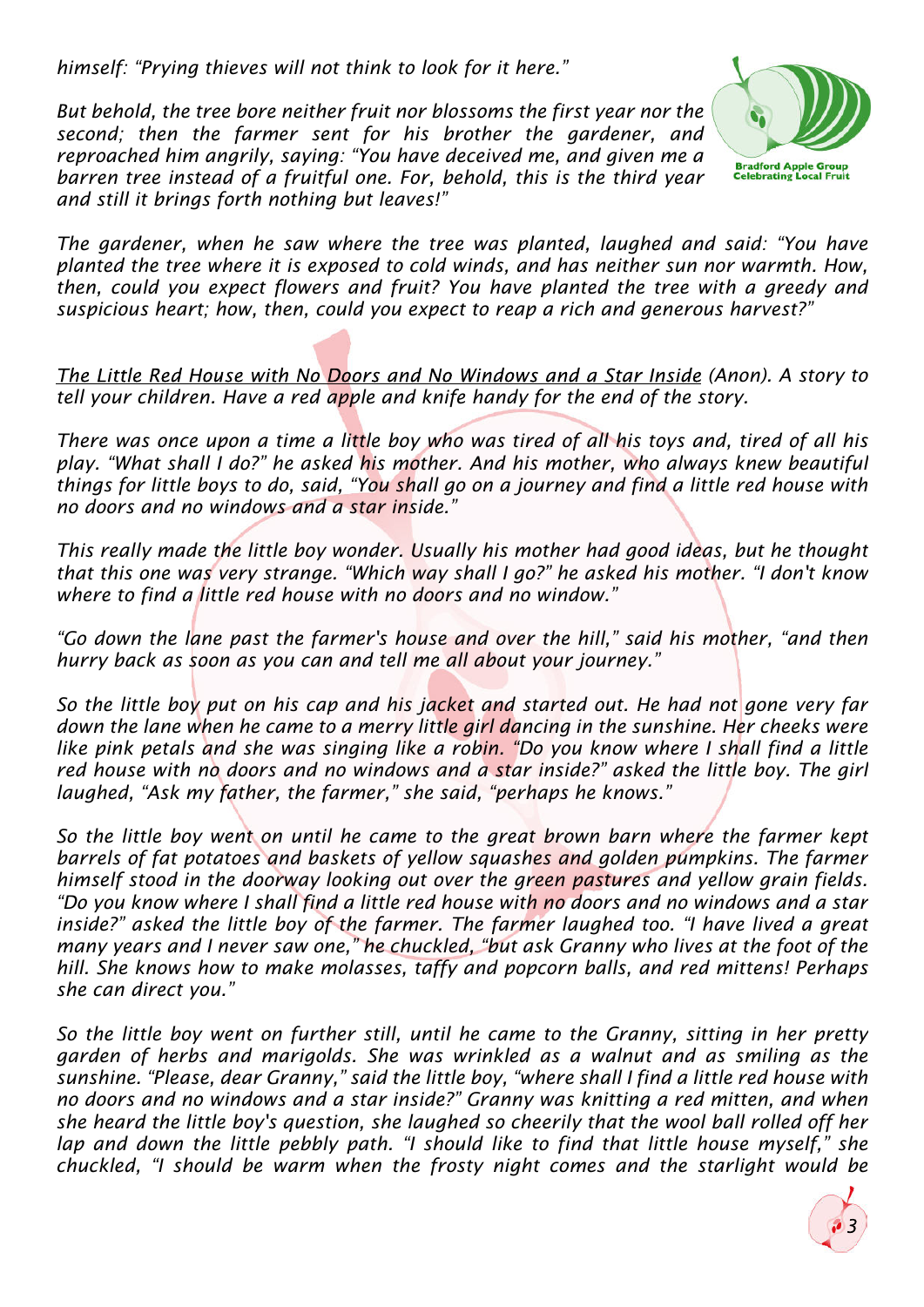*himself: "Prying thieves will not think to look for it here."*

*But behold, the tree bore neither fruit nor blossoms the first year nor the second; then the farmer sent for his brother the gardener, and reproached him angrily, saying: "You have deceived me, and given me a barren tree instead of a fruitful one. For, behold, this is the third year and still it brings forth nothing but leaves!"*

*The gardener, when he saw where the tree was planted, laughed and said: "You have planted the tree where it is exposed to cold winds, and has neither sun nor warmth. How, then, could you expect flowers and fruit? You have planted the tree with a greedy and suspicious heart; how, then, could you expect to reap a rich and generous harvest?"*

*<u>The Little Red House with No Doors and No Windows and a Star Inside</u> (Anon). A story to tell your children. Have a red apple and knife handy for the end of the story.*

*There was once upon a time a little boy who was tired of all his toys and, tired of all his play. "What shall I do?" he asked his mother. And his mother, who always knew beautiful things for little boys to do, said, "You shall go on a journey and find a little red house with no doors and no windows and a star inside."*

*This really made the little boy wonder. Usually his mother had good ideas, but he thought that this one was very strange. "Which way shall I go?" he asked his mother. "I don't know where to find a little red house with no doors and no window."*

*"Go down the lane past the farmer's house and over the hill," said his mother, "and then hurry back as soon as you can and tell me all about your journey."*

*So the little boy put on his cap and his jacket and started out. He had not gone very far down the lane when he came to a merry little girl dancing in the sunshine. Her cheeks were like pink petals and she was singing like a robin. "Do you know where I shall find a little red house with no doors and no windows and a star inside?" asked the little boy. The girl laughed, "Ask my father, the farmer," she said, "perhaps he knows."*

*So the little boy went on until he came to the great brown barn where the farmer kept barrels of fat potatoes and baskets of yellow squashes and golden pumpkins. The farmer himself stood in the doorway looking out over the green pastures and yellow grain fields. "Do you know where I shall find a little red house with no doors and no windows and a star inside?" asked the little boy of the farmer. The farmer laughed too. "I have lived a great many years and I never saw one," he chuckled, "but ask Granny who lives at the foot of the hill. She knows how to make molasses, taffy and popcorn balls, and red mittens! Perhaps she can direct you."*

*So the little boy went on further still, until he came to the Granny, sitting in her pretty garden of herbs and marigolds. She was wrinkled as a walnut and as smiling as the sunshine. "Please, dear Granny," said the little boy, "where shall I find a little red house with no doors and no windows and a star inside?" Granny was knitting a red mitten, and when she heard the little boy's question, she laughed so cheerily that the wool ball rolled off her lap and down the little pebbly path. "I should like to find that little house myself," she chuckled, "I should be warm when the frosty night comes and the starlight would be*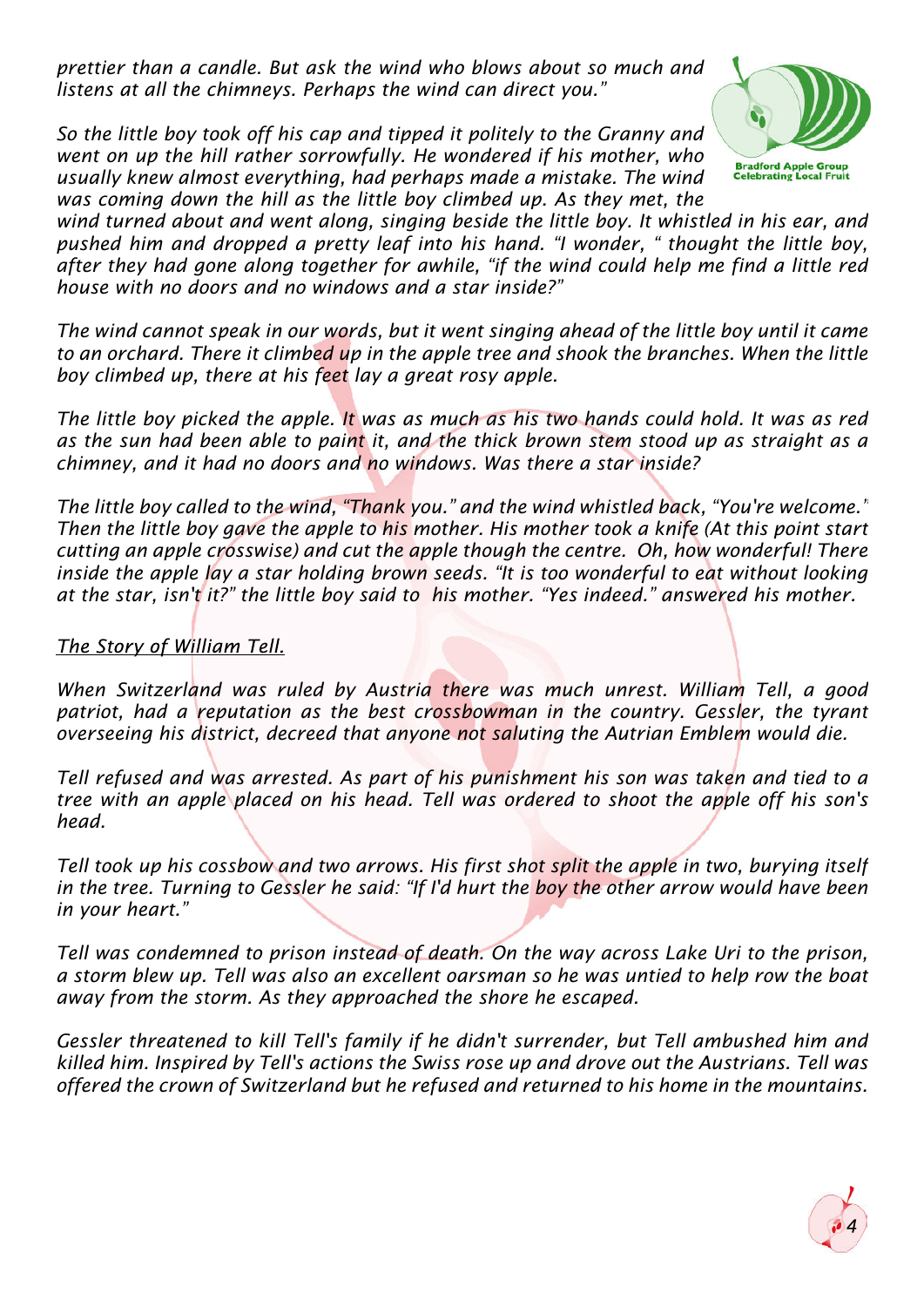*prettier than a candle. But ask the wind who blows about so much and listens at all the chimneys. Perhaps the wind can direct you."*

Bradford Apple Group
Celebrating Local Fruit

*So the little boy took off his cap and tipped it politely to the Granny and went on up the hill rather sorrowfully. He wondered if his mother, who usually knew almost everything, had perhaps made a mistake. The wind was coming down the hill as the little boy climbed up. As they met, the wind turned about and went along, singing beside the little boy. It whistled in his ear, and pushed him and dropped a pretty leaf into his hand. "I wonder, " thought the little boy, after they had gone along together for awhile, "if the wind could help me find a little red house with no doors and no windows and a star inside?"*

*The wind cannot speak in our words, but it went singing ahead of the little boy until it came to an orchard. There it climbed up in the apple tree and shook the branches. When the little boy climbed up, there at his feet lay a great rosy apple.*

*The little boy picked the apple. It was as much as his two hands could hold. It was as red as the sun had been able to paint it, and the thick brown stem stood up as straight as a chimney, and it had no doors and no windows. Was there a star inside?*

*The little boy called to the wind, "Thank you." and the wind whistled back, "You're welcome." Then the little boy gave the apple to his mother. His mother took a knife (At this point start cutting an apple crosswise) and cut the apple though the centre. Oh, how wonderful! There inside the apple lay a star holding brown seeds. "It is too wonderful to eat without looking at the star, isn't it?" the little boy said to his mother. "Yes indeed." answered his mother.*

*<u>The Story of William Tell.</u>*

*When Switzerland was ruled by Austria there was much unrest. William Tell, a good patriot, had a reputation as the best crossbowman in the country. Gessler, the tyrant overseeing his district, decreed that anyone not saluting the Autrian Emblem would die.*

*Tell refused and was arrested. As part of his punishment his son was taken and tied to a tree with an apple placed on his head. Tell was ordered to shoot the apple off his son's head.*

*Tell took up his cossbow and two arrows. His first shot split the apple in two, burying itself in the tree. Turning to Gessler he said: "If I'd hurt the boy the other arrow would have been in your heart."*

*Tell was condemned to prison instead of death. On the way across Lake Uri to the prison, a storm blew up. Tell was also an excellent oarsman so he was untied to help row the boat away from the storm. As they approached the shore he escaped.*

*Gessler threatened to kill Tell's family if he didn't surrender, but Tell ambushed him and killed him. Inspired by Tell's actions the Swiss rose up and drove out the Austrians. Tell was offered the crown of Switzerland but he refused and returned to his home in the mountains.*